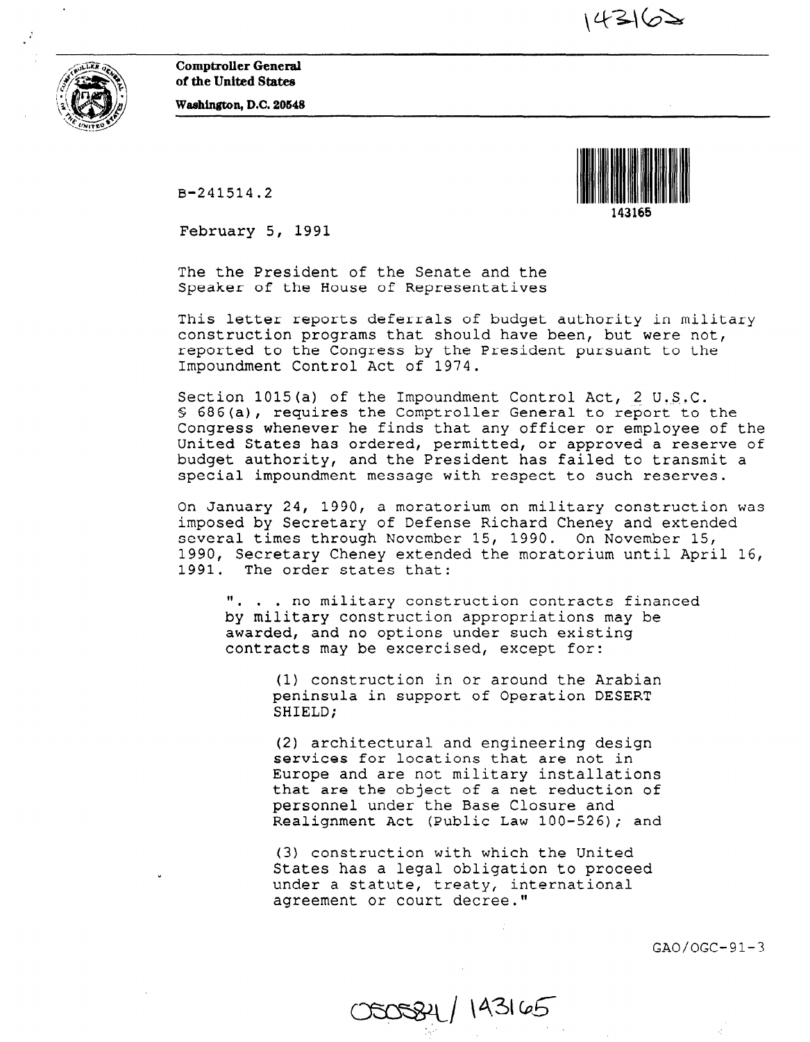**Comptroller General**
**of the United States**
**Washington, D.C. 20548**

B-241514.2

143165

February 5, 1991

The the President of the Senate and the Speaker of the House of Representatives

This letter reports deferrals of budget authority in military construction programs that should have been, but were not, reported to the Congress by the President pursuant to the Impoundment Control Act of 1974.

Section 1015(a) of the Impoundment Control Act, 2 U.S.C. § 686(a), requires the Comptroller General to report to the Congress whenever he finds that any officer or employee of the United States has ordered, permitted, or approved a reserve of budget authority, and the President has failed to transmit a special impoundment message with respect to such reserves.

On January 24, 1990, a moratorium on military construction was imposed by Secretary of Defense Richard Cheney and extended several times through November 15, 1990. On November 15, 1990, Secretary Cheney extended the moratorium until April 16, 1991. The order states that:

> ". . . no military construction contracts financed by military construction appropriations may be awarded, and no options under such existing contracts may be excercised, except for:
>
> (1) construction in or around the Arabian peninsula in support of Operation DESERT SHIELD;
>
> (2) architectural and engineering design services for locations that are not in Europe and are not military installations that are the object of a net reduction of personnel under the Base Closure and Realignment Act (Public Law 100-526); and
>
> (3) construction with which the United States has a legal obligation to proceed under a statute, treaty, international agreement or court decree."

GAO/OGC-91-3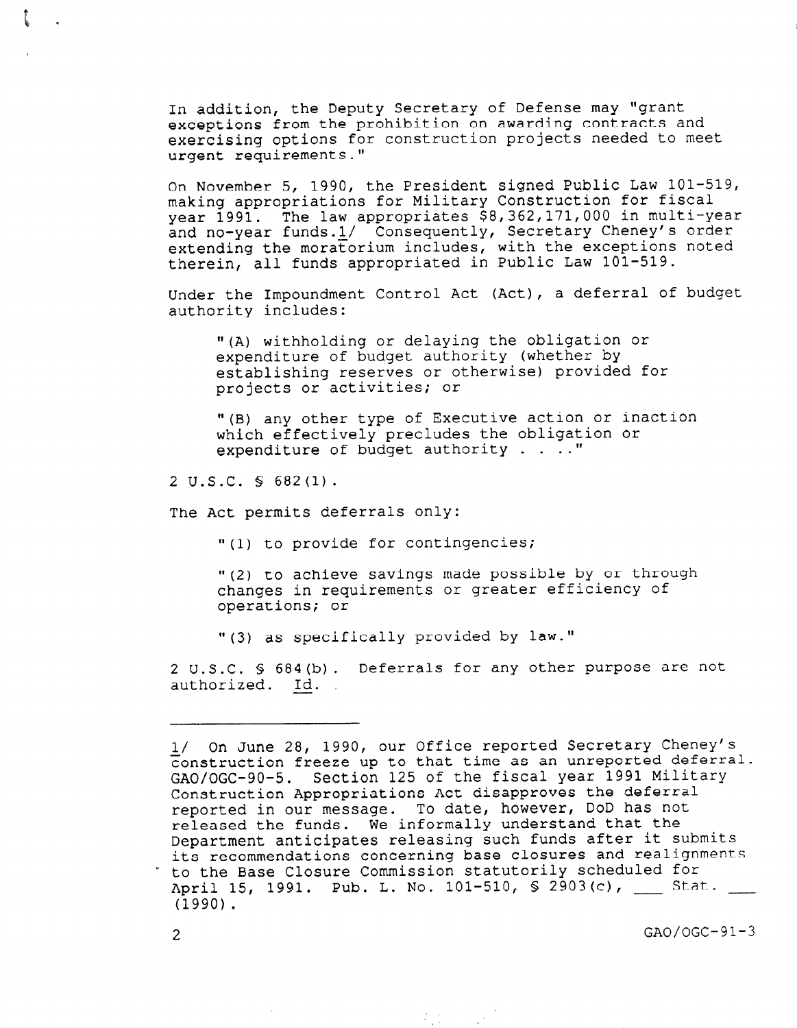In addition, the Deputy Secretary of Defense may "grant exceptions from the prohibition on awarding contracts and exercising options for construction projects needed to meet urgent requirements."

On November 5, 1990, the President signed Public Law 101-519, making appropriations for Military Construction for fiscal year 1991. The law appropriates $8,362,171,000 in multi-year and no-year funds.1/ Consequently, Secretary Cheney's order extending the moratorium includes, with the exceptions noted therein, all funds appropriated in Public Law 101-519.

Under the Impoundment Control Act (Act), a deferral of budget authority includes:

> "(A) withholding or delaying the obligation or expenditure of budget authority (whether by establishing reserves or otherwise) provided for projects or activities; or
>
> "(B) any other type of Executive action or inaction which effectively precludes the obligation or expenditure of budget authority . . . ."

2 U.S.C. § 682(1).

The Act permits deferrals only:

> "(1) to provide for contingencies;
>
> "(2) to achieve savings made possible by or through changes in requirements or greater efficiency of operations; or
>
> "(3) as specifically provided by law."

2 U.S.C. § 684(b). Deferrals for any other purpose are not authorized. Id.

---

1/ On June 28, 1990, our Office reported Secretary Cheney's construction freeze up to that time as an unreported deferral. GAO/OGC-90-5. Section 125 of the fiscal year 1991 Military Construction Appropriations Act disapproves the deferral reported in our message. To date, however, DoD has not released the funds. We informally understand that the Department anticipates releasing such funds after it submits its recommendations concerning base closures and realignments to the Base Closure Commission statutorily scheduled for April 15, 1991. Pub. L. No. 101-510, § 2903(c), ___ Stat. ___ (1990).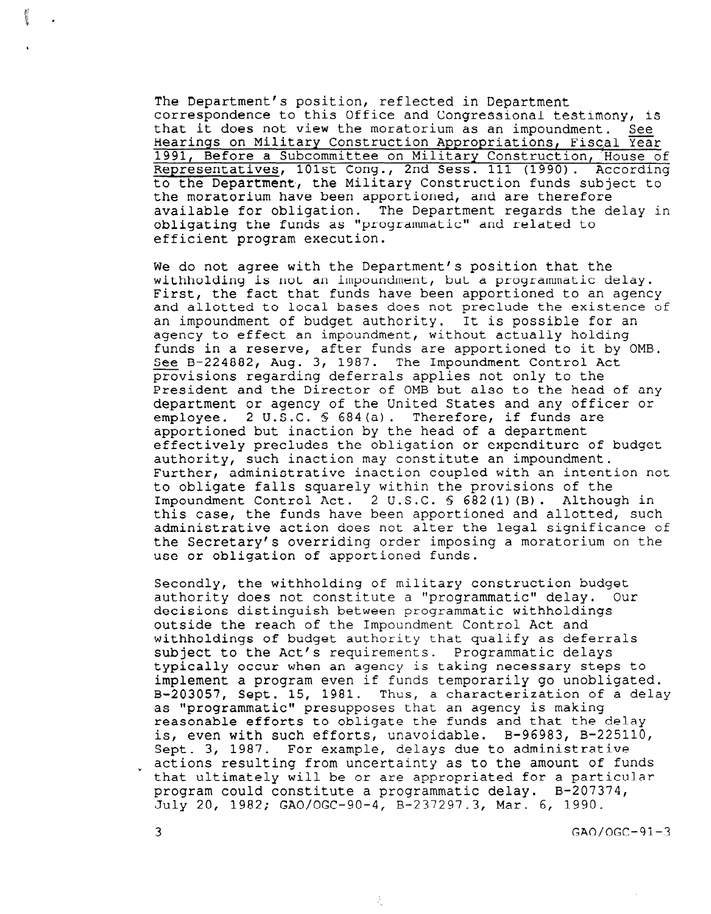The Department's position, reflected in Department correspondence to this Office and Congressional testimony, is that it does not view the moratorium as an impoundment. See Hearings on Military Construction Appropriations, Fiscal Year 1991, Before a Subcommittee on Military Construction, House of Representatives, 101st Cong., 2nd Sess. 111 (1990). According to the Department, the Military Construction funds subject to the moratorium have been apportioned, and are therefore available for obligation. The Department regards the delay in obligating the funds as "programmatic" and related to efficient program execution.

We do not agree with the Department's position that the withholding is not an impoundment, but a programmatic delay. First, the fact that funds have been apportioned to an agency and allotted to local bases does not preclude the existence of an impoundment of budget authority. It is possible for an agency to effect an impoundment, without actually holding funds in a reserve, after funds are apportioned to it by OMB. See B-224882, Aug. 3, 1987. The Impoundment Control Act provisions regarding deferrals applies not only to the President and the Director of OMB but also to the head of any department or agency of the United States and any officer or employee. 2 U.S.C. § 684(a). Therefore, if funds are apportioned but inaction by the head of a department effectively precludes the obligation or expenditure of budget authority, such inaction may constitute an impoundment. Further, administrative inaction coupled with an intention not to obligate falls squarely within the provisions of the Impoundment Control Act. 2 U.S.C. § 682(1)(B). Although in this case, the funds have been apportioned and allotted, such administrative action does not alter the legal significance of the Secretary's overriding order imposing a moratorium on the use or obligation of apportioned funds.

Secondly, the withholding of military construction budget authority does not constitute a "programmatic" delay. Our decisions distinguish between programmatic withholdings outside the reach of the Impoundment Control Act and withholdings of budget authority that qualify as deferrals subject to the Act's requirements. Programmatic delays typically occur when an agency is taking necessary steps to implement a program even if funds temporarily go unobligated. B-203057, Sept. 15, 1981. Thus, a characterization of a delay as "programmatic" presupposes that an agency is making reasonable efforts to obligate the funds and that the delay is, even with such efforts, unavoidable. B-96983, B-225110, Sept. 3, 1987. For example, delays due to administrative actions resulting from uncertainty as to the amount of funds that ultimately will be or are appropriated for a particular program could constitute a programmatic delay. B-207374, July 20, 1982; GAO/OGC-90-4, B-237297.3, Mar. 6, 1990.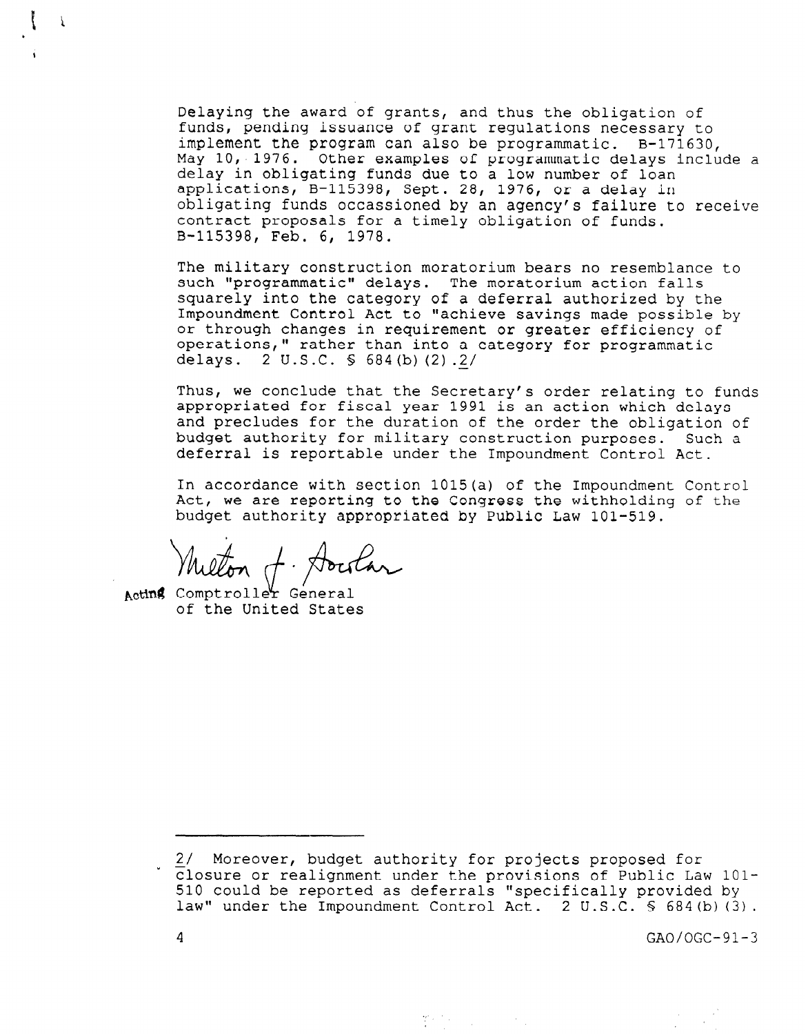Delaying the award of grants, and thus the obligation of funds, pending issuance of grant regulations necessary to implement the program can also be programmatic. B-171630, May 10, 1976. Other examples of programmatic delays include a delay in obligating funds due to a low number of loan applications, B-115398, Sept. 28, 1976, or a delay in obligating funds occassioned by an agency's failure to receive contract proposals for a timely obligation of funds. B-115398, Feb. 6, 1978.

The military construction moratorium bears no resemblance to such "programmatic" delays. The moratorium action falls squarely into the category of a deferral authorized by the Impoundment Control Act to "achieve savings made possible by or through changes in requirement or greater efficiency of operations," rather than into a category for programmatic delays. 2 U.S.C. § 684(b)(2).2/

Thus, we conclude that the Secretary's order relating to funds appropriated for fiscal year 1991 is an action which delays and precludes for the duration of the order the obligation of budget authority for military construction purposes. Such a deferral is reportable under the Impoundment Control Act.

In accordance with section 1015(a) of the Impoundment Control Act, we are reporting to the Congress the withholding of the budget authority appropriated by Public Law 101-519.

Milton J. Socolar

Acting Comptroller General
of the United States

---

2/ Moreover, budget authority for projects proposed for closure or realignment under the provisions of Public Law 101-510 could be reported as deferrals "specifically provided by law" under the Impoundment Control Act. 2 U.S.C. § 684(b)(3).

GAO/OGC-91-3